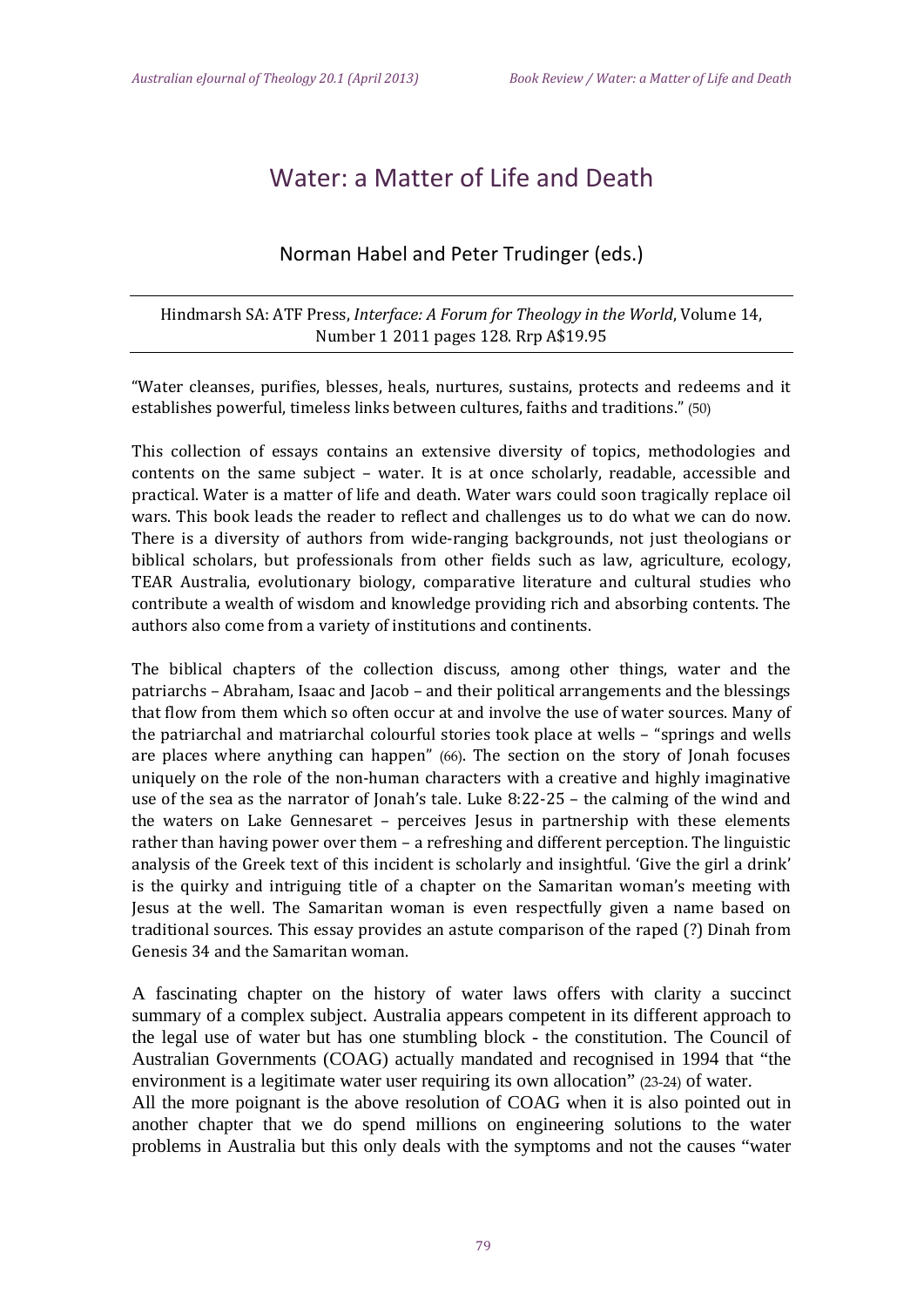# Water: a Matter of Life and Death

Norman Habel and Peter Trudinger (eds.)

Hindmarsh SA: ATF Press, *Interface: A Forum for Theology in the World*, Volume 14, Number 1 2011 pages 128. Rrp A$19.95

---

"Water cleanses, purifies, blesses, heals, nurtures, sustains, protects and redeems and it establishes powerful, timeless links between cultures, faiths and traditions." (50)

This collection of essays contains an extensive diversity of topics, methodologies and contents on the same subject – water. It is at once scholarly, readable, accessible and practical. Water is a matter of life and death. Water wars could soon tragically replace oil wars. This book leads the reader to reflect and challenges us to do what we can do now. There is a diversity of authors from wide-ranging backgrounds, not just theologians or biblical scholars, but professionals from other fields such as law, agriculture, ecology, TEAR Australia, evolutionary biology, comparative literature and cultural studies who contribute a wealth of wisdom and knowledge providing rich and absorbing contents. The authors also come from a variety of institutions and continents.

The biblical chapters of the collection discuss, among other things, water and the patriarchs – Abraham, Isaac and Jacob – and their political arrangements and the blessings that flow from them which so often occur at and involve the use of water sources. Many of the patriarchal and matriarchal colourful stories took place at wells – "springs and wells are places where anything can happen" (66). The section on the story of Jonah focuses uniquely on the role of the non-human characters with a creative and highly imaginative use of the sea as the narrator of Jonah's tale. Luke 8:22-25 – the calming of the wind and the waters on Lake Gennesaret – perceives Jesus in partnership with these elements rather than having power over them – a refreshing and different perception. The linguistic analysis of the Greek text of this incident is scholarly and insightful. 'Give the girl a drink' is the quirky and intriguing title of a chapter on the Samaritan woman's meeting with Jesus at the well. The Samaritan woman is even respectfully given a name based on traditional sources. This essay provides an astute comparison of the raped (?) Dinah from Genesis 34 and the Samaritan woman.

A fascinating chapter on the history of water laws offers with clarity a succinct summary of a complex subject. Australia appears competent in its different approach to the legal use of water but has one stumbling block - the constitution. The Council of Australian Governments (COAG) actually mandated and recognised in 1994 that "the environment is a legitimate water user requiring its own allocation" (23-24) of water.

All the more poignant is the above resolution of COAG when it is also pointed out in another chapter that we do spend millions on engineering solutions to the water problems in Australia but this only deals with the symptoms and not the causes "water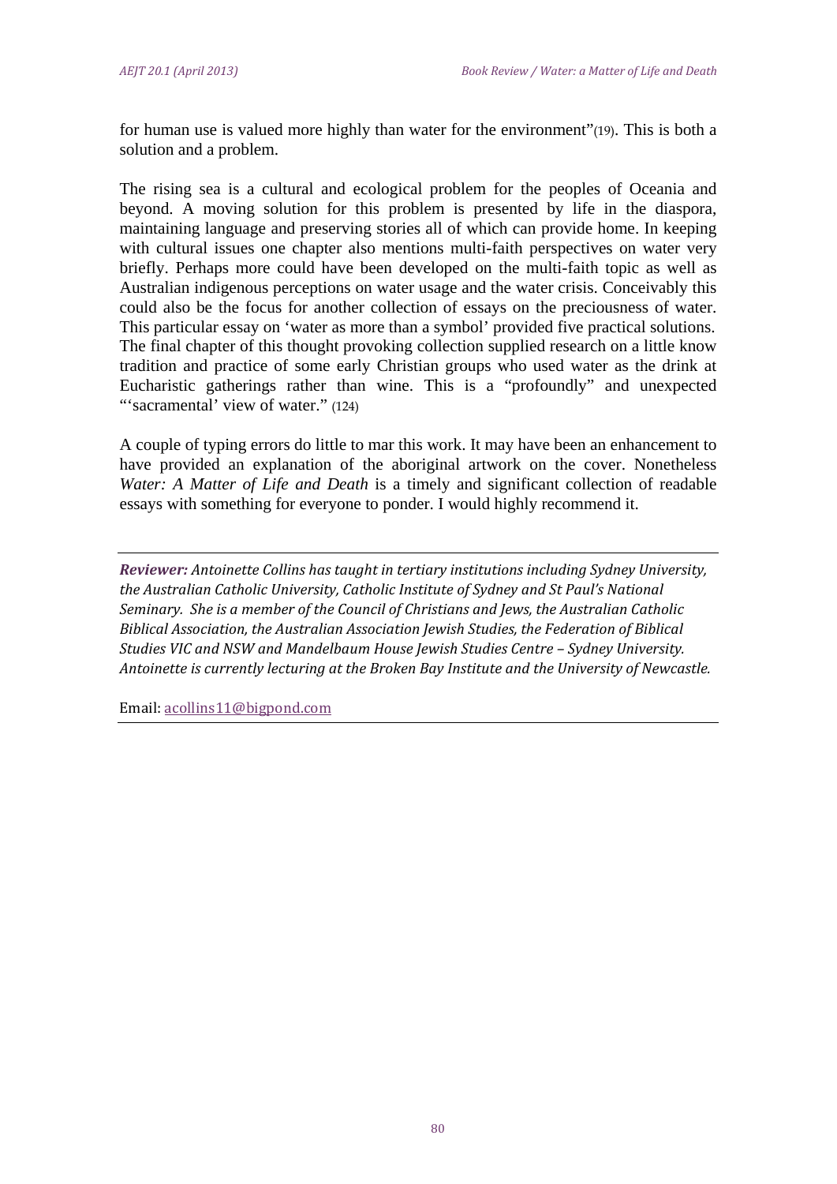for human use is valued more highly than water for the environment"(19). This is both a solution and a problem.

The rising sea is a cultural and ecological problem for the peoples of Oceania and beyond. A moving solution for this problem is presented by life in the diaspora, maintaining language and preserving stories all of which can provide home. In keeping with cultural issues one chapter also mentions multi-faith perspectives on water very briefly. Perhaps more could have been developed on the multi-faith topic as well as Australian indigenous perceptions on water usage and the water crisis. Conceivably this could also be the focus for another collection of essays on the preciousness of water. This particular essay on 'water as more than a symbol' provided five practical solutions. The final chapter of this thought provoking collection supplied research on a little know tradition and practice of some early Christian groups who used water as the drink at Eucharistic gatherings rather than wine. This is a "profoundly" and unexpected "'sacramental' view of water." (124)

A couple of typing errors do little to mar this work. It may have been an enhancement to have provided an explanation of the aboriginal artwork on the cover. Nonetheless *Water: A Matter of Life and Death* is a timely and significant collection of readable essays with something for everyone to ponder. I would highly recommend it.

---

***Reviewer:*** *Antoinette Collins has taught in tertiary institutions including Sydney University, the Australian Catholic University, Catholic Institute of Sydney and St Paul's National Seminary. She is a member of the Council of Christians and Jews, the Australian Catholic Biblical Association, the Australian Association Jewish Studies, the Federation of Biblical Studies VIC and NSW and Mandelbaum House Jewish Studies Centre – Sydney University. Antoinette is currently lecturing at the Broken Bay Institute and the University of Newcastle.*

Email: acollins11@bigpond.com